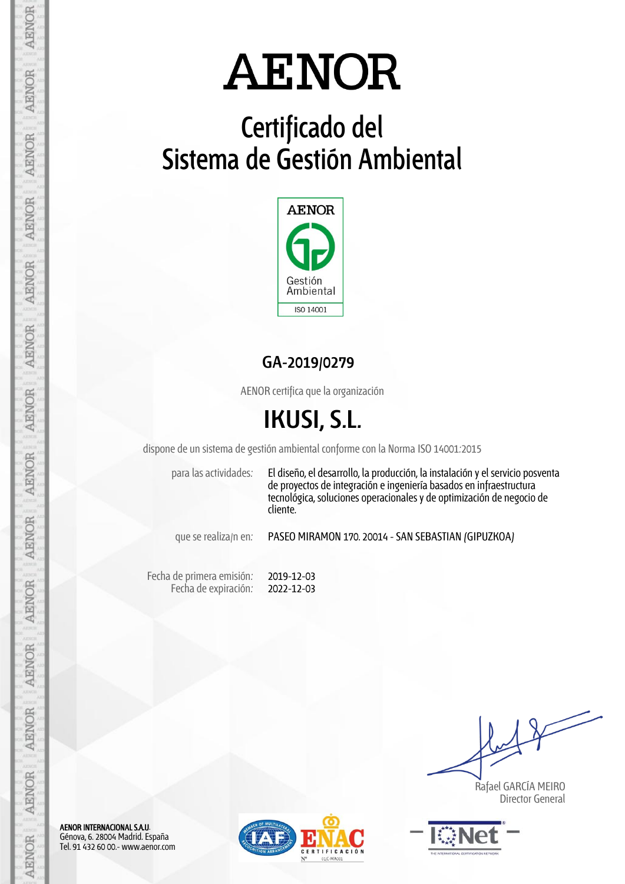# AENOR

## Certificado del Sistema de Gestión Ambiental

AENOR

Gestión Ambiental

ISO 14001

### GA-2019/0279

AENOR certifica que la organización

## IKUSI, S.L.

dispone de un sistema de gestión ambiental conforme con la Norma ISO 14001:2015

| | |
|---|---|
| para las actividades: | El diseño, el desarrollo, la producción, la instalación y el servicio posventa de proyectos de integración e ingeniería basados en infraestructura tecnológica, soluciones operacionales y de optimización de negocio de cliente. |
| que se realiza/n en: | PASEO MIRAMON 170. 20014 - SAN SEBASTIAN (GIPUZKOA) |
| Fecha de primera emisión: | 2019-12-03 |
| Fecha de expiración: | 2022-12-03 |

Rafael GARCÍA MEIRO
Director General

**AENOR INTERNACIONAL S.A.U.**
Génova, 6. 28004 Madrid. España
Tel. 91 432 60 00.- www.aenor.com

ENAC CERTIFICACIÓN Nº 01/C-MA001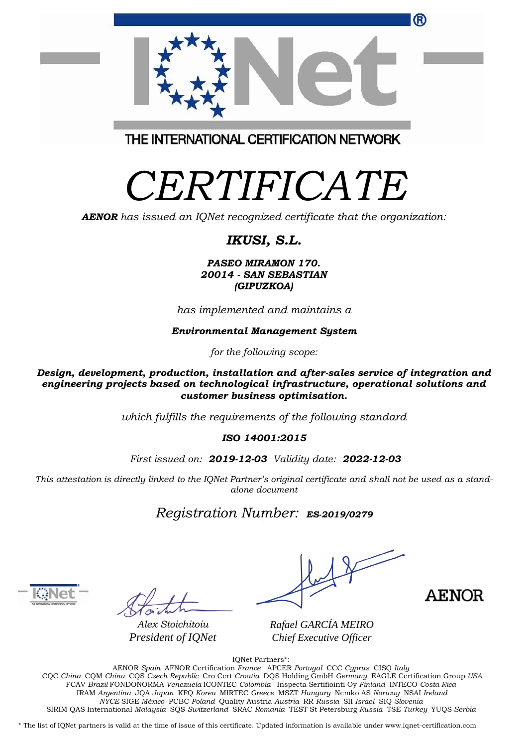THE INTERNATIONAL CERTIFICATION NETWORK

# *CERTIFICATE*

***AENOR*** *has issued an IQNet recognized certificate that the organization:*

## *IKUSI, S.L.*

***PASEO MIRAMON 170.***
***20014 - SAN SEBASTIAN***
***(GIPUZKOA)***

*has implemented and maintains a*

***Environmental Management System***

*for the following scope:*

***Design, development, production, installation and after-sales service of integration and engineering projects based on technological infrastructure, operational solutions and customer business optimisation.***

*which fulfills the requirements of the following standard*

***ISO 14001:2015***

*First issued on:* ***2019-12-03*** *Validity date:* ***2022-12-03***

*This attestation is directly linked to the IQNet Partner's original certificate and shall not be used as a stand-alone document*

*Registration Number:* ***ES-2019/0279***

*Alex Stoichitoiu*
*President of IQNet*

*Rafael GARCÍA MEIRO*
*Chief Executive Officer*

AENOR

IQNet Partners*:

AENOR *Spain* AFNOR Certification *France* APCER *Portugal* CCC *Cyprus* CISQ *Italy*
CQC *China* CQM *China* CQS *Czech Republic* Cro Cert *Croatia* DQS Holding GmbH *Germany* EAGLE Certification Group *USA*
FCAV *Brazil* FONDONORMA *Venezuela* ICONTEC *Colombia* Inspecta Sertifiointi Oy *Finland* INTECO *Costa Rica*
IRAM *Argentina* JQA *Japan* KFQ *Korea* MIRTEC *Greece* MSZT *Hungary* Nemko AS *Norway* NSAI *Ireland*
*NYCE*-SIGE *México* PCBC *Poland* Quality Austria *Austria* RR *Russia* SII *Israel* SIQ *Slovenia*
SIRIM QAS International *Malaysia* SQS *Switzerland* SRAC *Romania* TEST St Petersburg *Russia* TSE *Turkey* YUQS *Serbia*

* The list of IQNet partners is valid at the time of issue of this certificate. Updated information is available under www.iqnet-certification.com